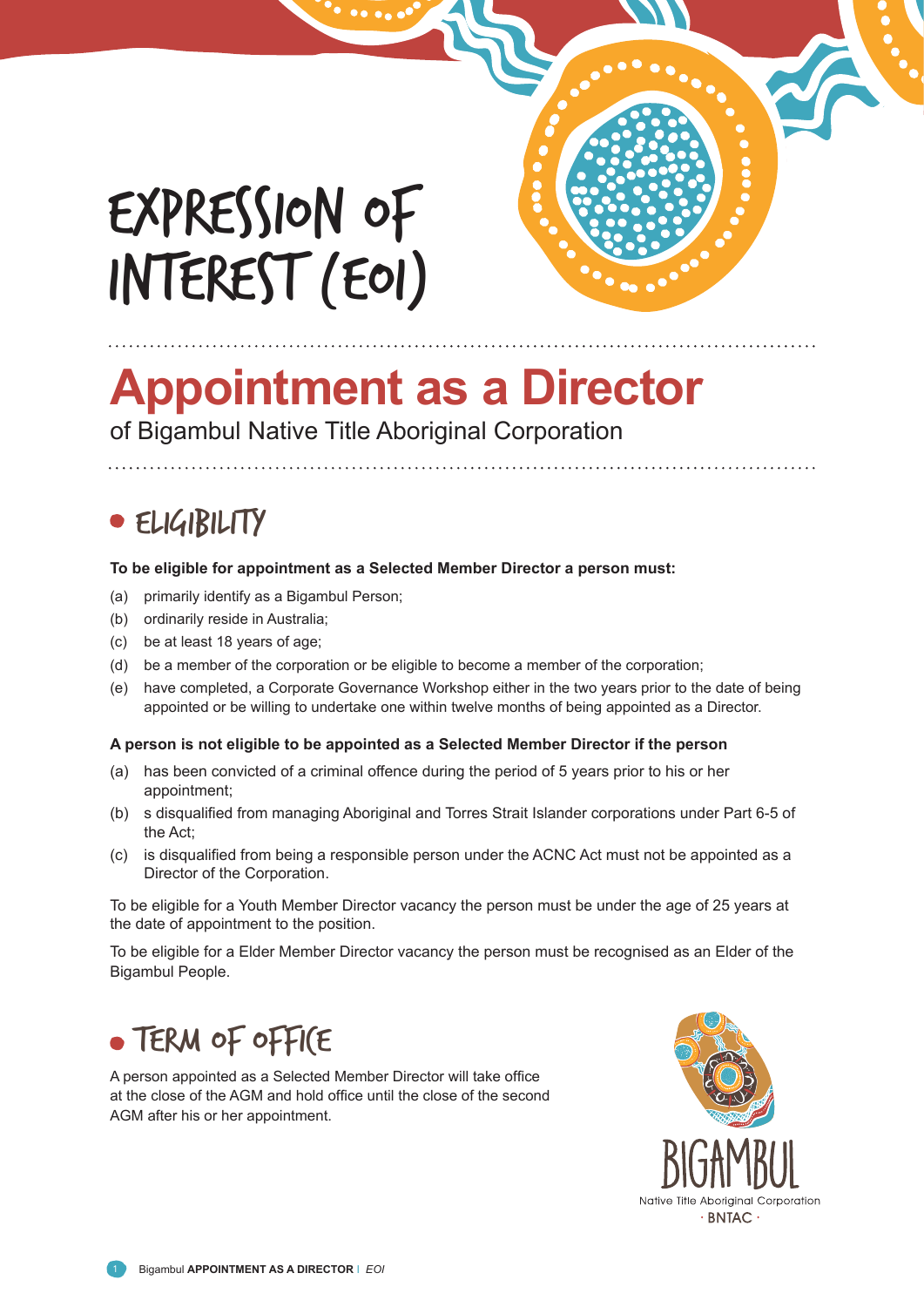# EXPRESSION OF INTEREST (EOI)

## Appointment as a Director

of Bigambul Native Title Aboriginal Corporation

### ELIGIBILITY

**To be eligible for appointment as a Selected Member Director a person must:**

(a) primarily identify as a Bigambul Person;

(b) ordinarily reside in Australia;

(c) be at least 18 years of age;

(d) be a member of the corporation or be eligible to become a member of the corporation;

(e) have completed, a Corporate Governance Workshop either in the two years prior to the date of being appointed or be willing to undertake one within twelve months of being appointed as a Director.

**A person is not eligible to be appointed as a Selected Member Director if the person**

(a) has been convicted of a criminal offence during the period of 5 years prior to his or her appointment;

(b) s disqualified from managing Aboriginal and Torres Strait Islander corporations under Part 6-5 of the Act;

(c) is disqualified from being a responsible person under the ACNC Act must not be appointed as a Director of the Corporation.

To be eligible for a Youth Member Director vacancy the person must be under the age of 25 years at the date of appointment to the position.

To be eligible for a Elder Member Director vacancy the person must be recognised as an Elder of the Bigambul People.

### TERM OF OFFICE

A person appointed as a Selected Member Director will take office at the close of the AGM and hold office until the close of the second AGM after his or her appointment.

BIGAMBUL
Native Title Aboriginal Corporation
· BNTAC ·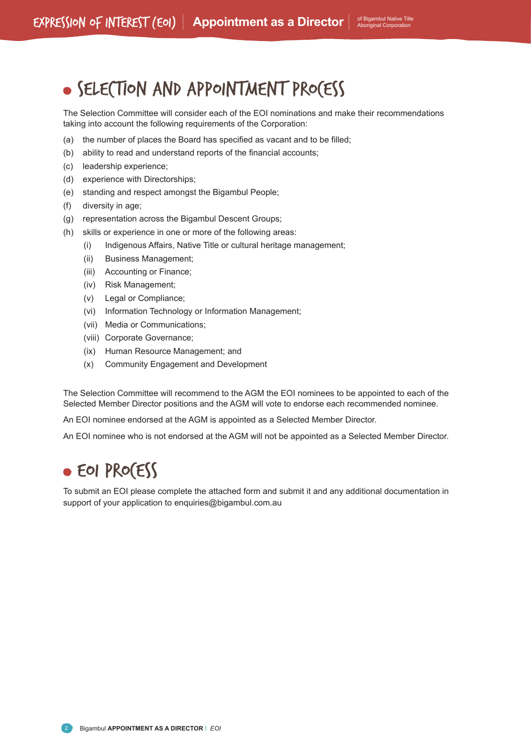## SELECTION AND APPOINTMENT PROCESS

The Selection Committee will consider each of the EOI nominations and make their recommendations taking into account the following requirements of the Corporation:

(a) the number of places the Board has specified as vacant and to be filled;

(b) ability to read and understand reports of the financial accounts;

(c) leadership experience;

(d) experience with Directorships;

(e) standing and respect amongst the Bigambul People;

(f) diversity in age;

(g) representation across the Bigambul Descent Groups;

(h) skills or experience in one or more of the following areas:

  (i) Indigenous Affairs, Native Title or cultural heritage management;

  (ii) Business Management;

  (iii) Accounting or Finance;

  (iv) Risk Management;

  (v) Legal or Compliance;

  (vi) Information Technology or Information Management;

  (vii) Media or Communications;

  (viii) Corporate Governance;

  (ix) Human Resource Management; and

  (x) Community Engagement and Development

The Selection Committee will recommend to the AGM the EOI nominees to be appointed to each of the Selected Member Director positions and the AGM will vote to endorse each recommended nominee.

An EOI nominee endorsed at the AGM is appointed as a Selected Member Director.

An EOI nominee who is not endorsed at the AGM will not be appointed as a Selected Member Director.

## EOI PROCESS

To submit an EOI please complete the attached form and submit it and any additional documentation in support of your application to enquiries@bigambul.com.au